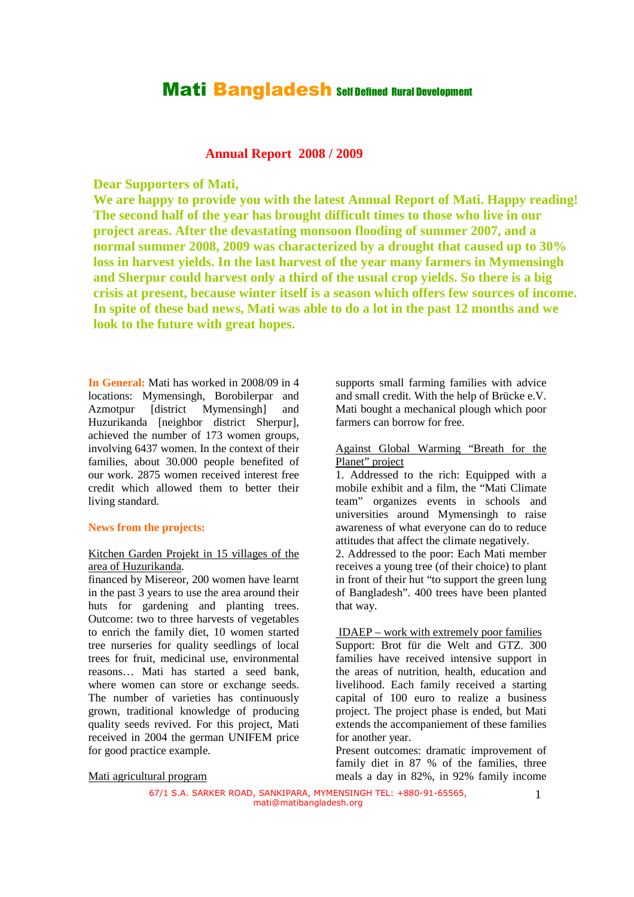# Mati Bangladesh Self Defined Rural Development

## Annual Report 2008 / 2009

**Dear Supporters of Mati,**
**We are happy to provide you with the latest Annual Report of Mati. Happy reading! The second half of the year has brought difficult times to those who live in our project areas. After the devastating monsoon flooding of summer 2007, and a normal summer 2008, 2009 was characterized by a drought that caused up to 30% loss in harvest yields. In the last harvest of the year many farmers in Mymensingh and Sherpur could harvest only a third of the usual crop yields. So there is a big crisis at present, because winter itself is a season which offers few sources of income. In spite of these bad news, Mati was able to do a lot in the past 12 months and we look to the future with great hopes.**

**In General:** Mati has worked in 2008/09 in 4 locations: Mymensingh, Borobilerpar and Azmotpur [district Mymensingh] and Huzurikanda [neighbor district Sherpur], achieved the number of 173 women groups, involving 6437 women. In the context of their families, about 30.000 people benefited of our work. 2875 women received interest free credit which allowed them to better their living standard.

**News from the projects:**

Kitchen Garden Projekt in 15 villages of the area of Huzurikanda.
financed by Misereor, 200 women have learnt in the past 3 years to use the area around their huts for gardening and planting trees. Outcome: two to three harvests of vegetables to enrich the family diet, 10 women started tree nurseries for quality seedlings of local trees for fruit, medicinal use, environmental reasons… Mati has started a seed bank, where women can store or exchange seeds. The number of varieties has continuously grown, traditional knowledge of producing quality seeds revived. For this project, Mati received in 2004 the german UNIFEM price for good practice example.

Mati agricultural program
supports small farming families with advice and small credit. With the help of Brücke e.V. Mati bought a mechanical plough which poor farmers can borrow for free.

Against Global Warming "Breath for the Planet" project
1. Addressed to the rich: Equipped with a mobile exhibit and a film, the "Mati Climate team" organizes events in schools and universities around Mymensingh to raise awareness of what everyone can do to reduce attitudes that affect the climate negatively.
2. Addressed to the poor: Each Mati member receives a young tree (of their choice) to plant in front of their hut "to support the green lung of Bangladesh". 400 trees have been planted that way.

IDAEP – work with extremely poor families
Support: Brot für die Welt and GTZ. 300 families have received intensive support in the areas of nutrition, health, education and livelihood. Each family received a starting capital of 100 euro to realize a business project. The project phase is ended, but Mati extends the accompaniement of these families for another year.
Present outcomes: dramatic improvement of family diet in 87 % of the families, three meals a day in 82%, in 92% family income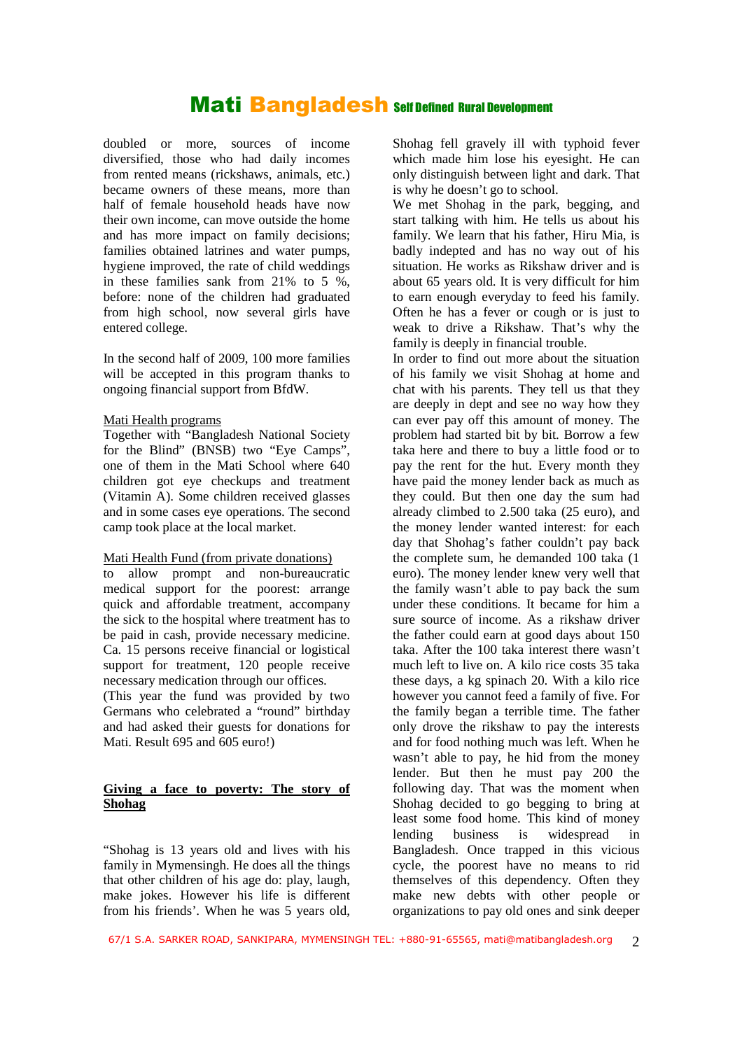doubled or more, sources of income diversified, those who had daily incomes from rented means (rickshaws, animals, etc.) became owners of these means, more than half of female household heads have now their own income, can move outside the home and has more impact on family decisions; families obtained latrines and water pumps, hygiene improved, the rate of child weddings in these families sank from 21% to 5 %, before: none of the children had graduated from high school, now several girls have entered college.

In the second half of 2009, 100 more families will be accepted in this program thanks to ongoing financial support from BfdW.

Mati Health programs

Together with "Bangladesh National Society for the Blind" (BNSB) two "Eye Camps", one of them in the Mati School where 640 children got eye checkups and treatment (Vitamin A). Some children received glasses and in some cases eye operations. The second camp took place at the local market.

Mati Health Fund (from private donations)

to allow prompt and non-bureaucratic medical support for the poorest: arrange quick and affordable treatment, accompany the sick to the hospital where treatment has to be paid in cash, provide necessary medicine. Ca. 15 persons receive financial or logistical support for treatment, 120 people receive necessary medication through our offices.

(This year the fund was provided by two Germans who celebrated a "round" birthday and had asked their guests for donations for Mati. Result 695 and 605 euro!)

## Giving a face to poverty: The story of Shohag

"Shohag is 13 years old and lives with his family in Mymensingh. He does all the things that other children of his age do: play, laugh, make jokes. However his life is different from his friends'. When he was 5 years old, Shohag fell gravely ill with typhoid fever which made him lose his eyesight. He can only distinguish between light and dark. That is why he doesn't go to school.

We met Shohag in the park, begging, and start talking with him. He tells us about his family. We learn that his father, Hiru Mia, is badly indepted and has no way out of his situation. He works as Rikshaw driver and is about 65 years old. It is very difficult for him to earn enough everyday to feed his family. Often he has a fever or cough or is just to weak to drive a Rikshaw. That's why the family is deeply in financial trouble.

In order to find out more about the situation of his family we visit Shohag at home and chat with his parents. They tell us that they are deeply in dept and see no way how they can ever pay off this amount of money. The problem had started bit by bit. Borrow a few taka here and there to buy a little food or to pay the rent for the hut. Every month they have paid the money lender back as much as they could. But then one day the sum had already climbed to 2.500 taka (25 euro), and the money lender wanted interest: for each day that Shohag's father couldn't pay back the complete sum, he demanded 100 taka (1 euro). The money lender knew very well that the family wasn't able to pay back the sum under these conditions. It became for him a sure source of income. As a rikshaw driver the father could earn at good days about 150 taka. After the 100 taka interest there wasn't much left to live on. A kilo rice costs 35 taka these days, a kg spinach 20. With a kilo rice however you cannot feed a family of five. For the family began a terrible time. The father only drove the rikshaw to pay the interests and for food nothing much was left. When he wasn't able to pay, he hid from the money lender. But then he must pay 200 the following day. That was the moment when Shohag decided to go begging to bring at least some food home. This kind of money lending business is widespread in Bangladesh. Once trapped in this vicious cycle, the poorest have no means to rid themselves of this dependency. Often they make new debts with other people or organizations to pay old ones and sink deeper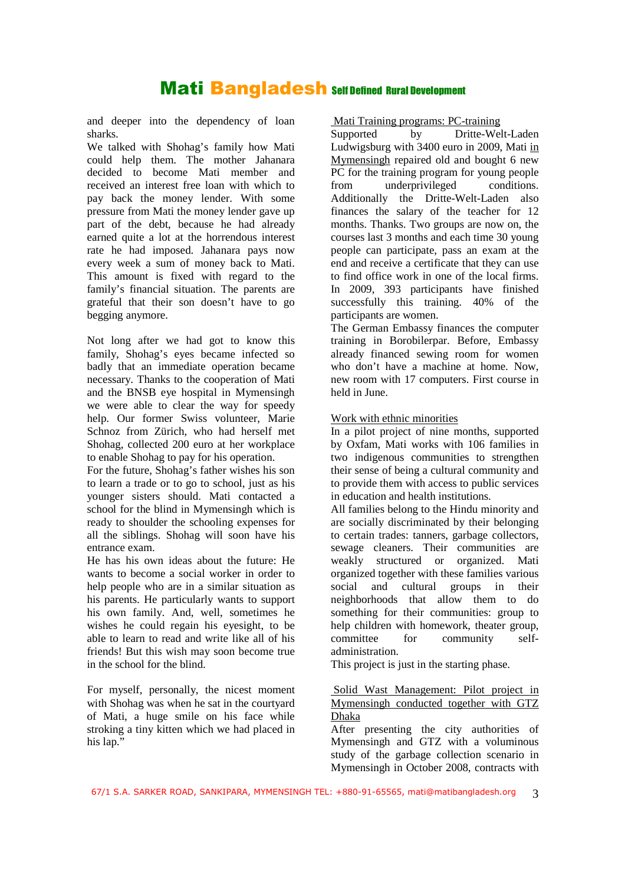and deeper into the dependency of loan sharks.
We talked with Shohag's family how Mati could help them. The mother Jahanara decided to become Mati member and received an interest free loan with which to pay back the money lender. With some pressure from Mati the money lender gave up part of the debt, because he had already earned quite a lot at the horrendous interest rate he had imposed. Jahanara pays now every week a sum of money back to Mati. This amount is fixed with regard to the family's financial situation. The parents are grateful that their son doesn't have to go begging anymore.

Not long after we had got to know this family, Shohag's eyes became infected so badly that an immediate operation became necessary. Thanks to the cooperation of Mati and the BNSB eye hospital in Mymensingh we were able to clear the way for speedy help. Our former Swiss volunteer, Marie Schnoz from Zürich, who had herself met Shohag, collected 200 euro at her workplace to enable Shohag to pay for his operation.
For the future, Shohag's father wishes his son to learn a trade or to go to school, just as his younger sisters should. Mati contacted a school for the blind in Mymensingh which is ready to shoulder the schooling expenses for all the siblings. Shohag will soon have his entrance exam.
He has his own ideas about the future: He wants to become a social worker in order to help people who are in a similar situation as his parents. He particularly wants to support his own family. And, well, sometimes he wishes he could regain his eyesight, to be able to learn to read and write like all of his friends! But this wish may soon become true in the school for the blind.

For myself, personally, the nicest moment with Shohag was when he sat in the courtyard of Mati, a huge smile on his face while stroking a tiny kitten which we had placed in his lap."

Mati Training programs: PC-training

Supported by Dritte-Welt-Laden Ludwigsburg with 3400 euro in 2009, Mati in Mymensingh repaired old and bought 6 new PC for the training program for young people from underprivileged conditions. Additionally the Dritte-Welt-Laden also finances the salary of the teacher for 12 months. Thanks. Two groups are now on, the courses last 3 months and each time 30 young people can participate, pass an exam at the end and receive a certificate that they can use to find office work in one of the local firms. In 2009, 393 participants have finished successfully this training. 40% of the participants are women.
The German Embassy finances the computer training in Borobilerpar. Before, Embassy already financed sewing room for women who don't have a machine at home. Now, new room with 17 computers. First course in held in June.

Work with ethnic minorities

In a pilot project of nine months, supported by Oxfam, Mati works with 106 families in two indigenous communities to strengthen their sense of being a cultural community and to provide them with access to public services in education and health institutions.
All families belong to the Hindu minority and are socially discriminated by their belonging to certain trades: tanners, garbage collectors, sewage cleaners. Their communities are weakly structured or organized. Mati organized together with these families various social and cultural groups in their neighborhoods that allow them to do something for their communities: group to help children with homework, theater group, committee for community self-administration.
This project is just in the starting phase.

Solid Wast Management: Pilot project in Mymensingh conducted together with GTZ Dhaka

After presenting the city authorities of Mymensingh and GTZ with a voluminous study of the garbage collection scenario in Mymensingh in October 2008, contracts with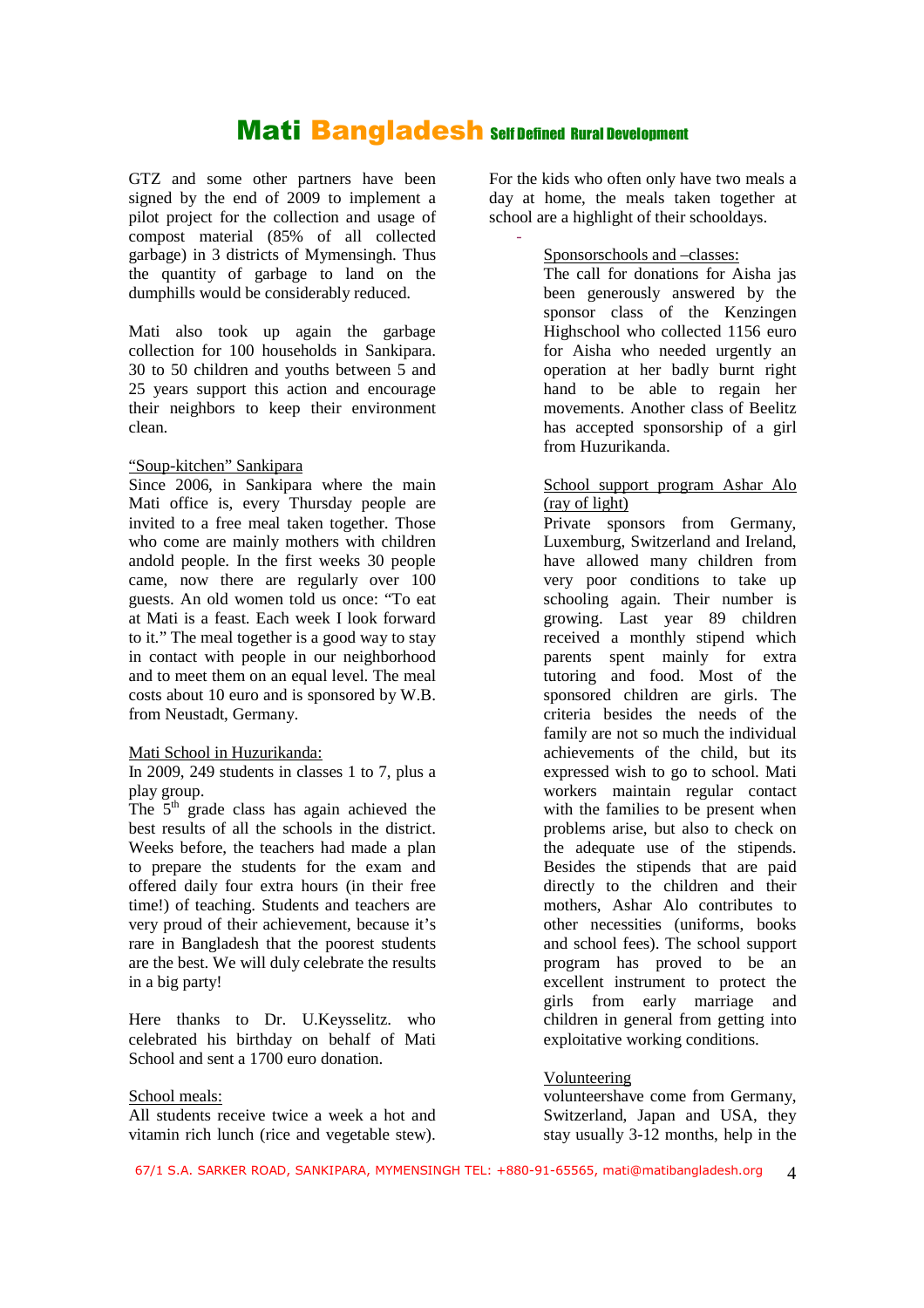GTZ and some other partners have been signed by the end of 2009 to implement a pilot project for the collection and usage of compost material (85% of all collected garbage) in 3 districts of Mymensingh. Thus the quantity of garbage to land on the dumphills would be considerably reduced.

Mati also took up again the garbage collection for 100 households in Sankipara. 30 to 50 children and youths between 5 and 25 years support this action and encourage their neighbors to keep their environment clean.

"Soup-kitchen" Sankipara

Since 2006, in Sankipara where the main Mati office is, every Thursday people are invited to a free meal taken together. Those who come are mainly mothers with children andold people. In the first weeks 30 people came, now there are regularly over 100 guests. An old women told us once: "To eat at Mati is a feast. Each week I look forward to it." The meal together is a good way to stay in contact with people in our neighborhood and to meet them on an equal level. The meal costs about 10 euro and is sponsored by W.B. from Neustadt, Germany.

Mati School in Huzurikanda:

In 2009, 249 students in classes 1 to 7, plus a play group.

The 5th grade class has again achieved the best results of all the schools in the district. Weeks before, the teachers had made a plan to prepare the students for the exam and offered daily four extra hours (in their free time!) of teaching. Students and teachers are very proud of their achievement, because it's rare in Bangladesh that the poorest students are the best. We will duly celebrate the results in a big party!

Here thanks to Dr. U.Keysselitz. who celebrated his birthday on behalf of Mati School and sent a 1700 euro donation.

School meals:

All students receive twice a week a hot and vitamin rich lunch (rice and vegetable stew). For the kids who often only have two meals a day at home, the meals taken together at school are a highlight of their schooldays.

Sponsorschools and –classes:

The call for donations for Aisha jas been generously answered by the sponsor class of the Kenzingen Highschool who collected 1156 euro for Aisha who needed urgently an operation at her badly burnt right hand to be able to regain her movements. Another class of Beelitz has accepted sponsorship of a girl from Huzurikanda.

School support program Ashar Alo (ray of light)

Private sponsors from Germany, Luxemburg, Switzerland and Ireland, have allowed many children from very poor conditions to take up schooling again. Their number is growing. Last year 89 children received a monthly stipend which parents spent mainly for extra tutoring and food. Most of the sponsored children are girls. The criteria besides the needs of the family are not so much the individual achievements of the child, but its expressed wish to go to school. Mati workers maintain regular contact with the families to be present when problems arise, but also to check on the adequate use of the stipends. Besides the stipends that are paid directly to the children and their mothers, Ashar Alo contributes to other necessities (uniforms, books and school fees). The school support program has proved to be an excellent instrument to protect the girls from early marriage and children in general from getting into exploitative working conditions.

Volunteering

volunteershave come from Germany, Switzerland, Japan and USA, they stay usually 3-12 months, help in the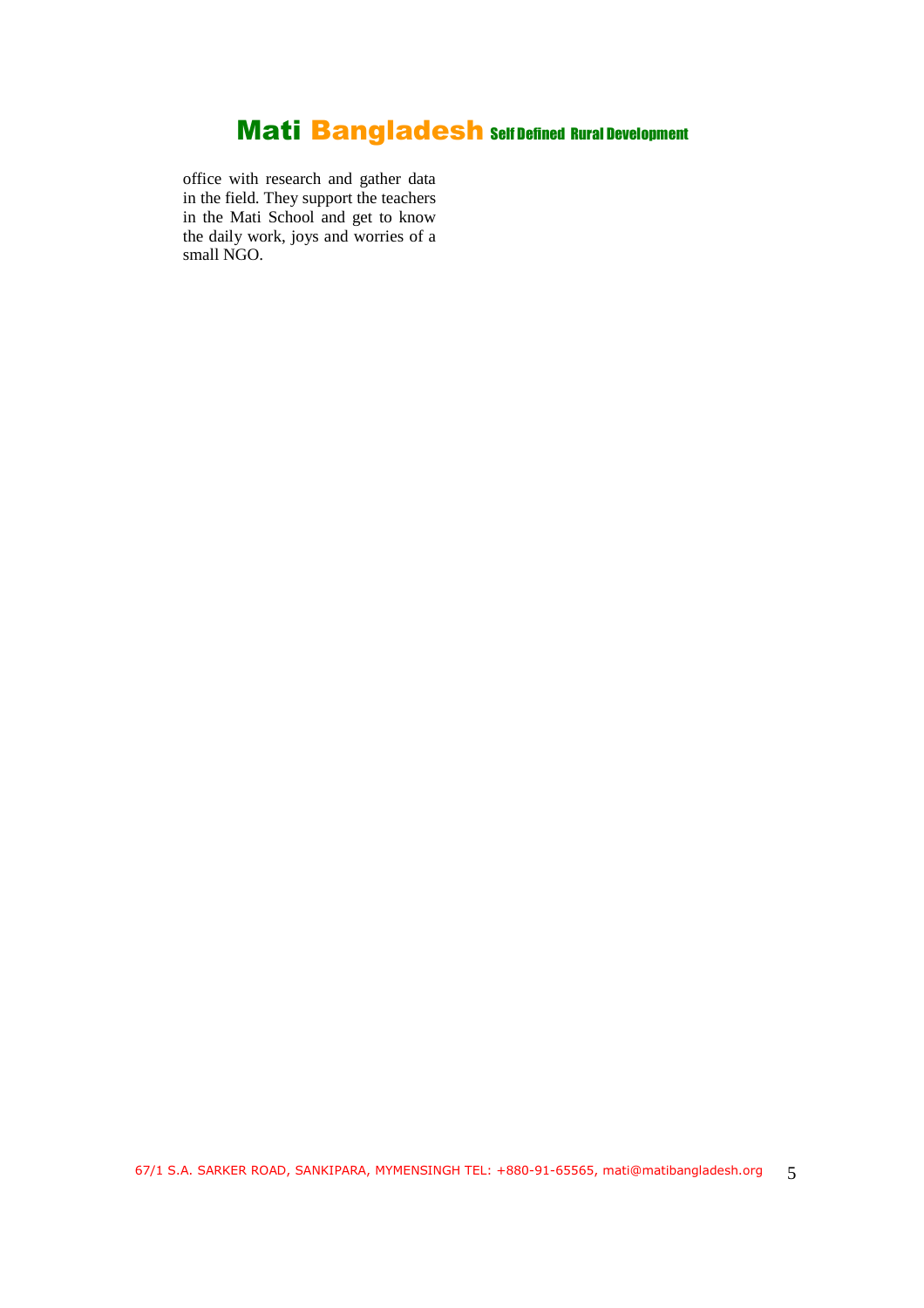office with research and gather data in the field. They support the teachers in the Mati School and get to know the daily work, joys and worries of a small NGO.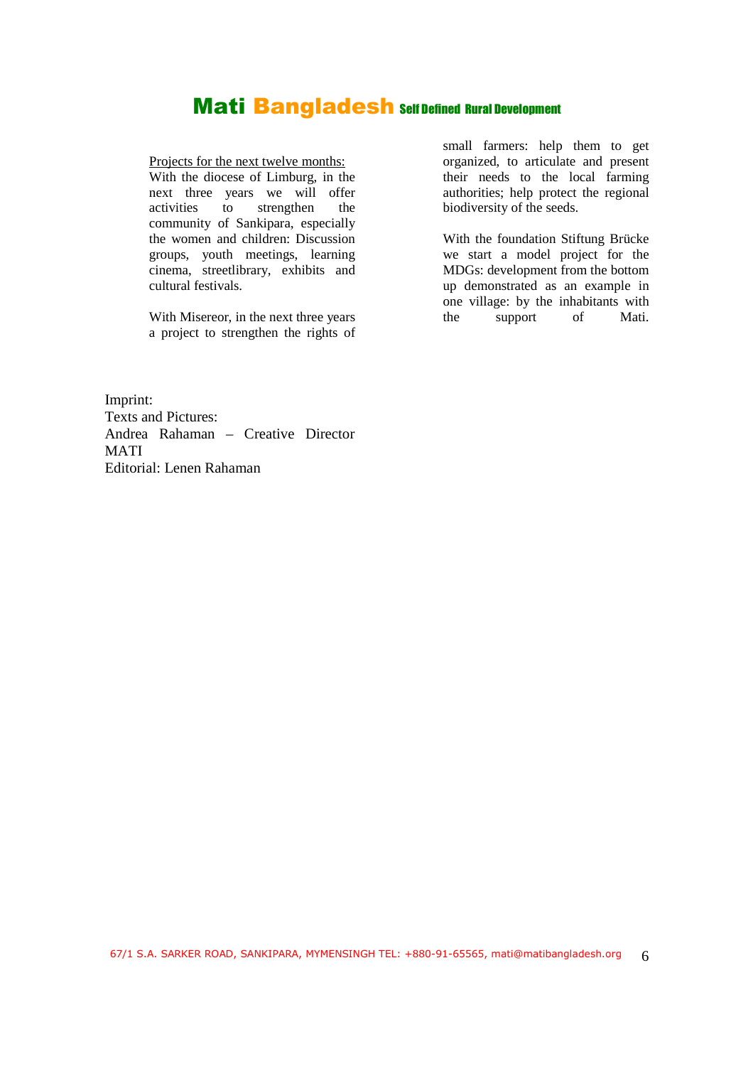Projects for the next twelve months:

With the diocese of Limburg, in the next three years we will offer activities to strengthen the community of Sankipara, especially the women and children: Discussion groups, youth meetings, learning cinema, streetlibrary, exhibits and cultural festivals.

With Misereor, in the next three years a project to strengthen the rights of small farmers: help them to get organized, to articulate and present their needs to the local farming authorities; help protect the regional biodiversity of the seeds.

With the foundation Stiftung Brücke we start a model project for the MDGs: development from the bottom up demonstrated as an example in one village: by the inhabitants with the support of Mati.

Imprint:
Texts and Pictures:
Andrea Rahaman – Creative Director MATI
Editorial: Lenen Rahaman